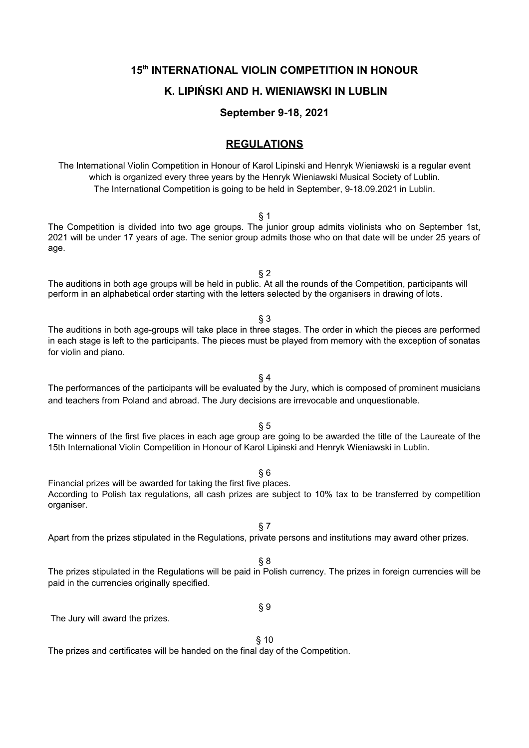# 15th INTERNATIONAL VIOLIN COMPETITION IN HONOUR

# K. LIPIŃSKI AND H. WIENIAWSKI IN LUBLIN

### September 9-18, 2021

## REGULATIONS

The International Violin Competition in Honour of Karol Lipinski and Henryk Wieniawski is a regular event which is organized every three years by the Henryk Wieniawski Musical Society of Lublin. The International Competition is going to be held in September, 9-18.09.2021 in Lublin.

§ 1

The Competition is divided into two age groups. The junior group admits violinists who on September 1st, 2021 will be under 17 years of age. The senior group admits those who on that date will be under 25 years of age.

§ 2

The auditions in both age groups will be held in public. At all the rounds of the Competition, participants will perform in an alphabetical order starting with the letters selected by the organisers in drawing of lots.

§ 3

The auditions in both age-groups will take place in three stages. The order in which the pieces are performed in each stage is left to the participants. The pieces must be played from memory with the exception of sonatas for violin and piano.

§ 4

The performances of the participants will be evaluated by the Jury, which is composed of prominent musicians and teachers from Poland and abroad. The Jury decisions are irrevocable and unquestionable.

§ 5

The winners of the first five places in each age group are going to be awarded the title of the Laureate of the 15th International Violin Competition in Honour of Karol Lipinski and Henryk Wieniawski in Lublin.

§ 6

Financial prizes will be awarded for taking the first five places.
According to Polish tax regulations, all cash prizes are subject to 10% tax to be transferred by competition organiser.

§ 7

Apart from the prizes stipulated in the Regulations, private persons and institutions may award other prizes.

§ 8

The prizes stipulated in the Regulations will be paid in Polish currency. The prizes in foreign currencies will be paid in the currencies originally specified.

§ 9

The Jury will award the prizes.

§ 10

The prizes and certificates will be handed on the final day of the Competition.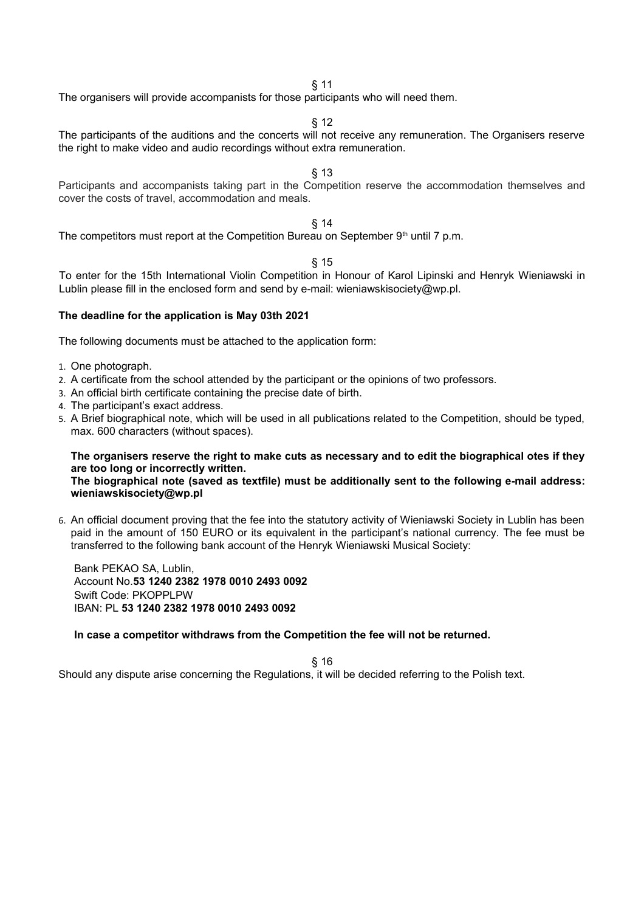§ 11

The organisers will provide accompanists for those participants who will need them.

§ 12

The participants of the auditions and the concerts will not receive any remuneration. The Organisers reserve the right to make video and audio recordings without extra remuneration.

§ 13

Participants and accompanists taking part in the Competition reserve the accommodation themselves and cover the costs of travel, accommodation and meals.

§ 14

The competitors must report at the Competition Bureau on September 9th until 7 p.m.

§ 15

To enter for the 15th International Violin Competition in Honour of Karol Lipinski and Henryk Wieniawski in Lublin please fill in the enclosed form and send by e-mail: wieniawskisociety@wp.pl.

**The deadline for the application is May 03th 2021**

The following documents must be attached to the application form:

1. One photograph.
2. A certificate from the school attended by the participant or the opinions of two professors.
3. An official birth certificate containing the precise date of birth.
4. The participant's exact address.
5. A Brief biographical note, which will be used in all publications related to the Competition, should be typed, max. 600 characters (without spaces).

   **The organisers reserve the right to make cuts as necessary and to edit the biographical otes if they are too long or incorrectly written.**
   **The biographical note (saved as textfile) must be additionally sent to the following e-mail address: wieniawskisociety@wp.pl**

6. An official document proving that the fee into the statutory activity of Wieniawski Society in Lublin has been paid in the amount of 150 EURO or its equivalent in the participant's national currency. The fee must be transferred to the following bank account of the Henryk Wieniawski Musical Society:

   Bank PEKAO SA, Lublin,
   Account No.**53 1240 2382 1978 0010 2493 0092**
   Swift Code: PKOPPLPW
   IBAN: PL **53 1240 2382 1978 0010 2493 0092**

   **In case a competitor withdraws from the Competition the fee will not be returned.**

§ 16

Should any dispute arise concerning the Regulations, it will be decided referring to the Polish text.